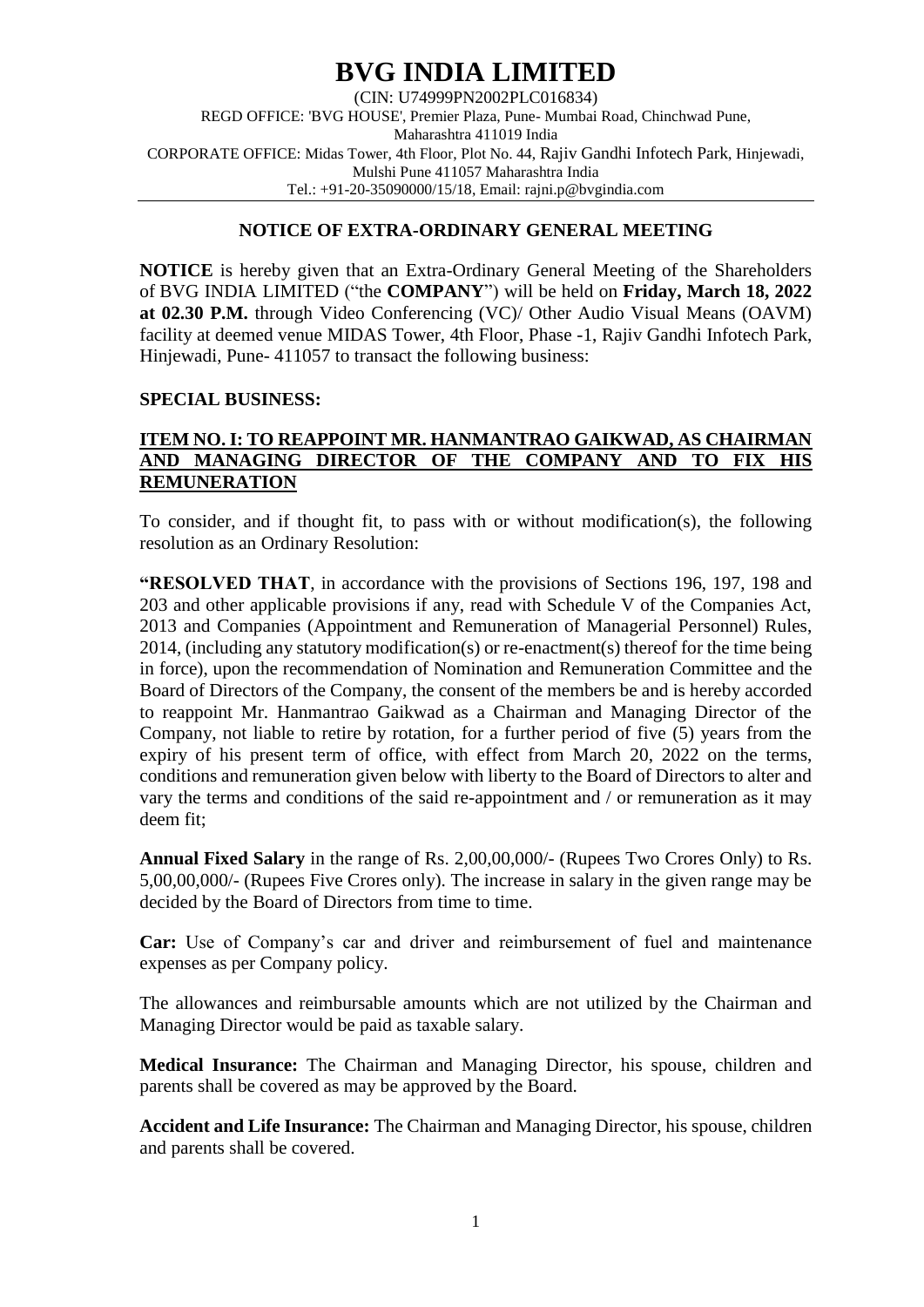# BVG INDIA LIMITED

(CIN: U74999PN2002PLC016834)
REGD OFFICE: 'BVG HOUSE', Premier Plaza, Pune- Mumbai Road, Chinchwad Pune, Maharashtra 411019 India
CORPORATE OFFICE: Midas Tower, 4th Floor, Plot No. 44, Rajiv Gandhi Infotech Park, Hinjewadi, Mulshi Pune 411057 Maharashtra India
Tel.: +91-20-35090000/15/18, Email: rajni.p@bvgindia.com

## NOTICE OF EXTRA-ORDINARY GENERAL MEETING

**NOTICE** is hereby given that an Extra-Ordinary General Meeting of the Shareholders of BVG INDIA LIMITED ("the **COMPANY**") will be held on **Friday, March 18, 2022 at 02.30 P.M.** through Video Conferencing (VC)/ Other Audio Visual Means (OAVM) facility at deemed venue MIDAS Tower, 4th Floor, Phase -1, Rajiv Gandhi Infotech Park, Hinjewadi, Pune- 411057 to transact the following business:

### SPECIAL BUSINESS:

**ITEM NO. I: TO REAPPOINT MR. HANMANTRAO GAIKWAD, AS CHAIRMAN AND MANAGING DIRECTOR OF THE COMPANY AND TO FIX HIS REMUNERATION**

To consider, and if thought fit, to pass with or without modification(s), the following resolution as an Ordinary Resolution:

**"RESOLVED THAT**, in accordance with the provisions of Sections 196, 197, 198 and 203 and other applicable provisions if any, read with Schedule V of the Companies Act, 2013 and Companies (Appointment and Remuneration of Managerial Personnel) Rules, 2014, (including any statutory modification(s) or re-enactment(s) thereof for the time being in force), upon the recommendation of Nomination and Remuneration Committee and the Board of Directors of the Company, the consent of the members be and is hereby accorded to reappoint Mr. Hanmantrao Gaikwad as a Chairman and Managing Director of the Company, not liable to retire by rotation, for a further period of five (5) years from the expiry of his present term of office, with effect from March 20, 2022 on the terms, conditions and remuneration given below with liberty to the Board of Directors to alter and vary the terms and conditions of the said re-appointment and / or remuneration as it may deem fit;

**Annual Fixed Salary** in the range of Rs. 2,00,00,000/- (Rupees Two Crores Only) to Rs. 5,00,00,000/- (Rupees Five Crores only). The increase in salary in the given range may be decided by the Board of Directors from time to time.

**Car:** Use of Company's car and driver and reimbursement of fuel and maintenance expenses as per Company policy.

The allowances and reimbursable amounts which are not utilized by the Chairman and Managing Director would be paid as taxable salary.

**Medical Insurance:** The Chairman and Managing Director, his spouse, children and parents shall be covered as may be approved by the Board.

**Accident and Life Insurance:** The Chairman and Managing Director, his spouse, children and parents shall be covered.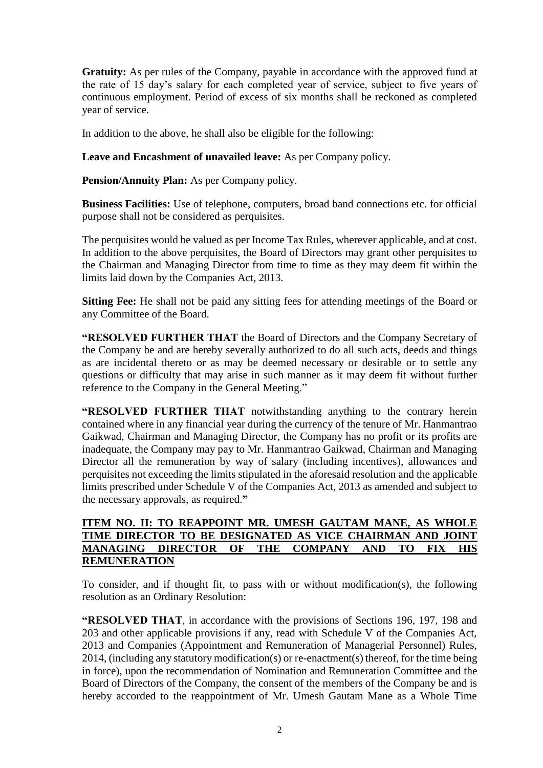**Gratuity:** As per rules of the Company, payable in accordance with the approved fund at the rate of 15 day's salary for each completed year of service, subject to five years of continuous employment. Period of excess of six months shall be reckoned as completed year of service.

In addition to the above, he shall also be eligible for the following:

**Leave and Encashment of unavailed leave:** As per Company policy.

**Pension/Annuity Plan:** As per Company policy.

**Business Facilities:** Use of telephone, computers, broad band connections etc. for official purpose shall not be considered as perquisites.

The perquisites would be valued as per Income Tax Rules, wherever applicable, and at cost. In addition to the above perquisites, the Board of Directors may grant other perquisites to the Chairman and Managing Director from time to time as they may deem fit within the limits laid down by the Companies Act, 2013.

**Sitting Fee:** He shall not be paid any sitting fees for attending meetings of the Board or any Committee of the Board.

**"RESOLVED FURTHER THAT** the Board of Directors and the Company Secretary of the Company be and are hereby severally authorized to do all such acts, deeds and things as are incidental thereto or as may be deemed necessary or desirable or to settle any questions or difficulty that may arise in such manner as it may deem fit without further reference to the Company in the General Meeting."

**"RESOLVED FURTHER THAT** notwithstanding anything to the contrary herein contained where in any financial year during the currency of the tenure of Mr. Hanmantrao Gaikwad, Chairman and Managing Director, the Company has no profit or its profits are inadequate, the Company may pay to Mr. Hanmantrao Gaikwad, Chairman and Managing Director all the remuneration by way of salary (including incentives), allowances and perquisites not exceeding the limits stipulated in the aforesaid resolution and the applicable limits prescribed under Schedule V of the Companies Act, 2013 as amended and subject to the necessary approvals, as required.**"**

**ITEM NO. II: TO REAPPOINT MR. UMESH GAUTAM MANE, AS WHOLE TIME DIRECTOR TO BE DESIGNATED AS VICE CHAIRMAN AND JOINT MANAGING DIRECTOR OF THE COMPANY AND TO FIX HIS REMUNERATION**

To consider, and if thought fit, to pass with or without modification(s), the following resolution as an Ordinary Resolution:

**"RESOLVED THAT**, in accordance with the provisions of Sections 196, 197, 198 and 203 and other applicable provisions if any, read with Schedule V of the Companies Act, 2013 and Companies (Appointment and Remuneration of Managerial Personnel) Rules, 2014, (including any statutory modification(s) or re-enactment(s) thereof, for the time being in force), upon the recommendation of Nomination and Remuneration Committee and the Board of Directors of the Company, the consent of the members of the Company be and is hereby accorded to the reappointment of Mr. Umesh Gautam Mane as a Whole Time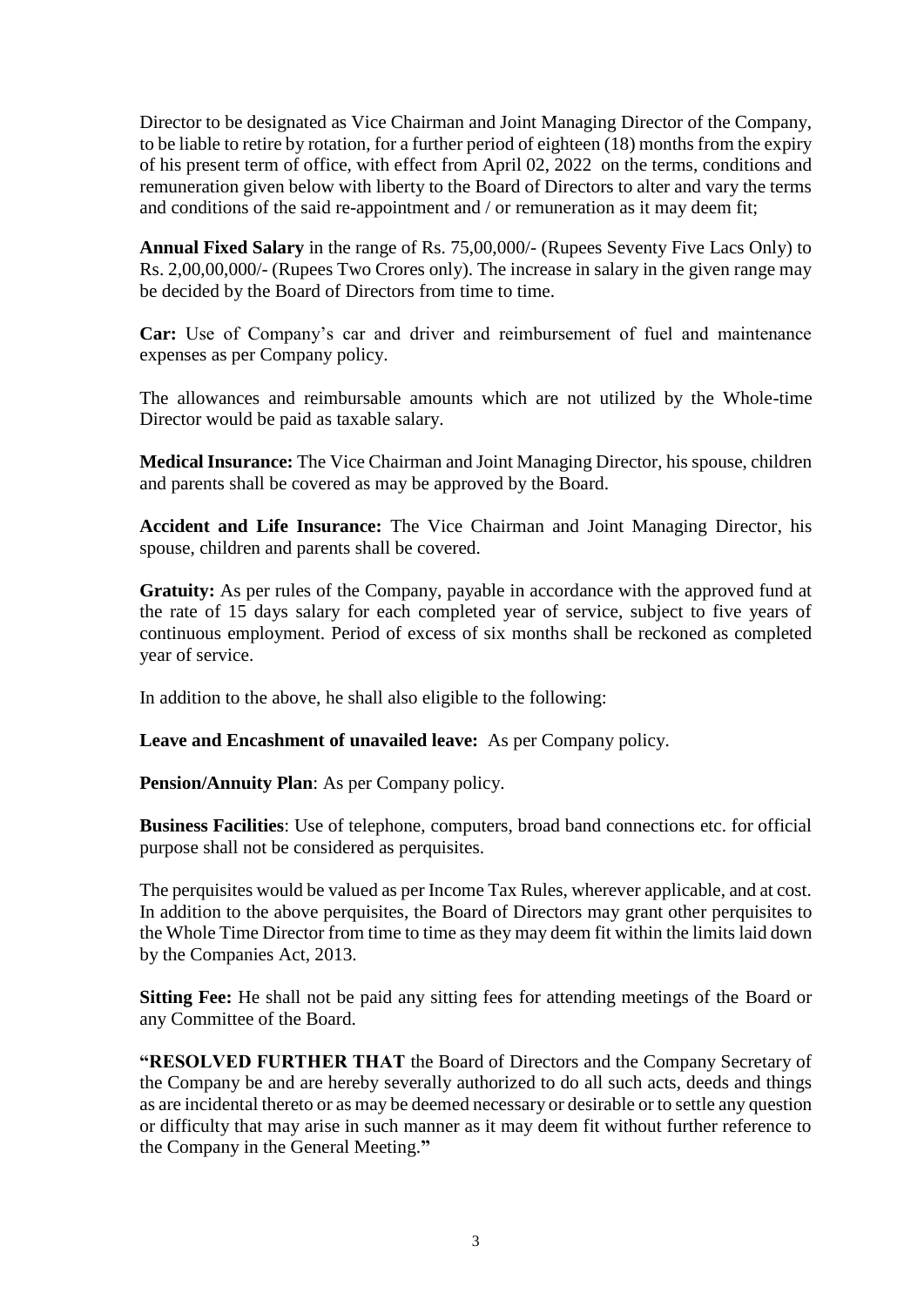Director to be designated as Vice Chairman and Joint Managing Director of the Company, to be liable to retire by rotation, for a further period of eighteen (18) months from the expiry of his present term of office, with effect from April 02, 2022 on the terms, conditions and remuneration given below with liberty to the Board of Directors to alter and vary the terms and conditions of the said re-appointment and / or remuneration as it may deem fit;

**Annual Fixed Salary** in the range of Rs. 75,00,000/- (Rupees Seventy Five Lacs Only) to Rs. 2,00,00,000/- (Rupees Two Crores only). The increase in salary in the given range may be decided by the Board of Directors from time to time.

**Car:** Use of Company's car and driver and reimbursement of fuel and maintenance expenses as per Company policy.

The allowances and reimbursable amounts which are not utilized by the Whole-time Director would be paid as taxable salary.

**Medical Insurance:** The Vice Chairman and Joint Managing Director, his spouse, children and parents shall be covered as may be approved by the Board.

**Accident and Life Insurance:** The Vice Chairman and Joint Managing Director, his spouse, children and parents shall be covered.

**Gratuity:** As per rules of the Company, payable in accordance with the approved fund at the rate of 15 days salary for each completed year of service, subject to five years of continuous employment. Period of excess of six months shall be reckoned as completed year of service.

In addition to the above, he shall also eligible to the following:

**Leave and Encashment of unavailed leave:** As per Company policy.

**Pension/Annuity Plan**: As per Company policy.

**Business Facilities**: Use of telephone, computers, broad band connections etc. for official purpose shall not be considered as perquisites.

The perquisites would be valued as per Income Tax Rules, wherever applicable, and at cost. In addition to the above perquisites, the Board of Directors may grant other perquisites to the Whole Time Director from time to time as they may deem fit within the limits laid down by the Companies Act, 2013.

**Sitting Fee:** He shall not be paid any sitting fees for attending meetings of the Board or any Committee of the Board.

**"RESOLVED FURTHER THAT** the Board of Directors and the Company Secretary of the Company be and are hereby severally authorized to do all such acts, deeds and things as are incidental thereto or as may be deemed necessary or desirable or to settle any question or difficulty that may arise in such manner as it may deem fit without further reference to the Company in the General Meeting.**"**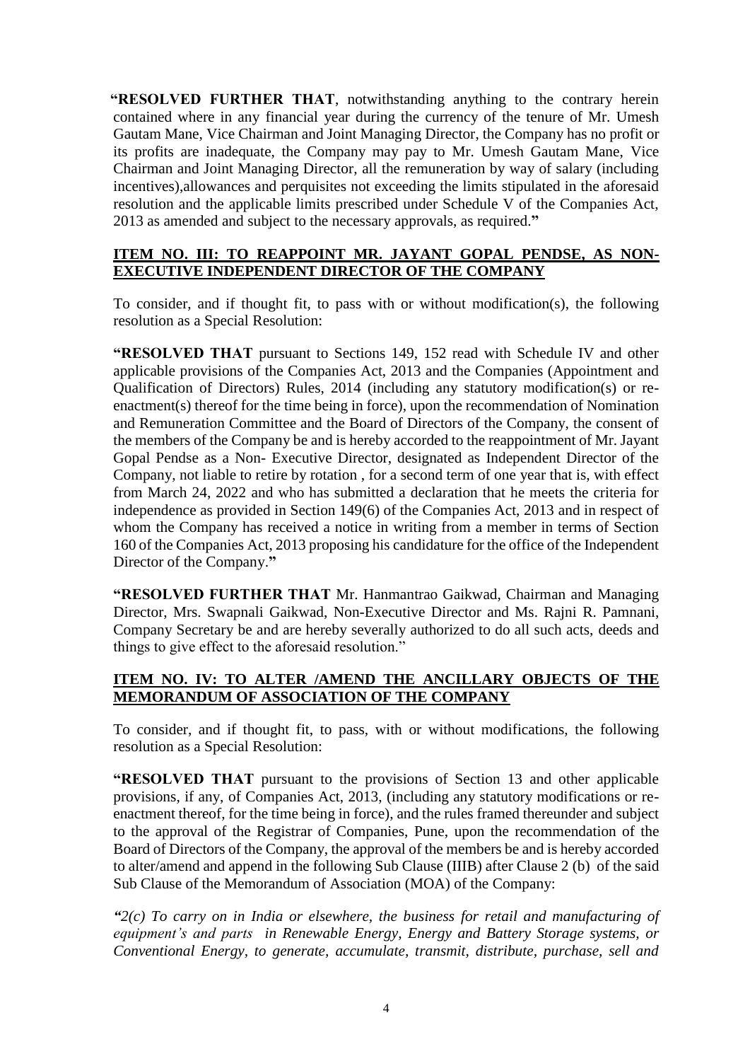**"RESOLVED FURTHER THAT**, notwithstanding anything to the contrary herein contained where in any financial year during the currency of the tenure of Mr. Umesh Gautam Mane, Vice Chairman and Joint Managing Director, the Company has no profit or its profits are inadequate, the Company may pay to Mr. Umesh Gautam Mane, Vice Chairman and Joint Managing Director, all the remuneration by way of salary (including incentives),allowances and perquisites not exceeding the limits stipulated in the aforesaid resolution and the applicable limits prescribed under Schedule V of the Companies Act, 2013 as amended and subject to the necessary approvals, as required.**"**

## ITEM NO. III: TO REAPPOINT MR. JAYANT GOPAL PENDSE, AS NON-EXECUTIVE INDEPENDENT DIRECTOR OF THE COMPANY

To consider, and if thought fit, to pass with or without modification(s), the following resolution as a Special Resolution:

**"RESOLVED THAT** pursuant to Sections 149, 152 read with Schedule IV and other applicable provisions of the Companies Act, 2013 and the Companies (Appointment and Qualification of Directors) Rules, 2014 (including any statutory modification(s) or re-enactment(s) thereof for the time being in force), upon the recommendation of Nomination and Remuneration Committee and the Board of Directors of the Company, the consent of the members of the Company be and is hereby accorded to the reappointment of Mr. Jayant Gopal Pendse as a Non- Executive Director, designated as Independent Director of the Company, not liable to retire by rotation , for a second term of one year that is, with effect from March 24, 2022 and who has submitted a declaration that he meets the criteria for independence as provided in Section 149(6) of the Companies Act, 2013 and in respect of whom the Company has received a notice in writing from a member in terms of Section 160 of the Companies Act, 2013 proposing his candidature for the office of the Independent Director of the Company.**"**

**"RESOLVED FURTHER THAT** Mr. Hanmantrao Gaikwad, Chairman and Managing Director, Mrs. Swapnali Gaikwad, Non-Executive Director and Ms. Rajni R. Pamnani, Company Secretary be and are hereby severally authorized to do all such acts, deeds and things to give effect to the aforesaid resolution."

## ITEM NO. IV: TO ALTER /AMEND THE ANCILLARY OBJECTS OF THE MEMORANDUM OF ASSOCIATION OF THE COMPANY

To consider, and if thought fit, to pass, with or without modifications, the following resolution as a Special Resolution:

**"RESOLVED THAT** pursuant to the provisions of Section 13 and other applicable provisions, if any, of Companies Act, 2013, (including any statutory modifications or re-enactment thereof, for the time being in force), and the rules framed thereunder and subject to the approval of the Registrar of Companies, Pune, upon the recommendation of the Board of Directors of the Company, the approval of the members be and is hereby accorded to alter/amend and append in the following Sub Clause (IIIB) after Clause 2 (b) of the said Sub Clause of the Memorandum of Association (MOA) of the Company:

*"2(c) To carry on in India or elsewhere, the business for retail and manufacturing of equipment's and parts in Renewable Energy, Energy and Battery Storage systems, or Conventional Energy, to generate, accumulate, transmit, distribute, purchase, sell and*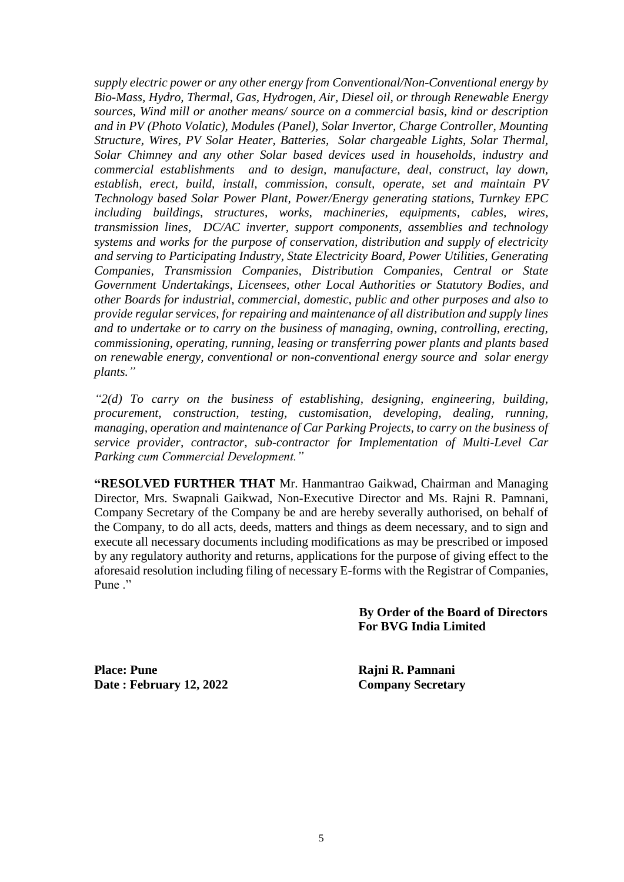*supply electric power or any other energy from Conventional/Non-Conventional energy by Bio-Mass, Hydro, Thermal, Gas, Hydrogen, Air, Diesel oil, or through Renewable Energy sources, Wind mill or another means/ source on a commercial basis, kind or description and in PV (Photo Volatic), Modules (Panel), Solar Invertor, Charge Controller, Mounting Structure, Wires, PV Solar Heater, Batteries, Solar chargeable Lights, Solar Thermal, Solar Chimney and any other Solar based devices used in households, industry and commercial establishments and to design, manufacture, deal, construct, lay down, establish, erect, build, install, commission, consult, operate, set and maintain PV Technology based Solar Power Plant, Power/Energy generating stations, Turnkey EPC including buildings, structures, works, machineries, equipments, cables, wires, transmission lines, DC/AC inverter, support components, assemblies and technology systems and works for the purpose of conservation, distribution and supply of electricity and serving to Participating Industry, State Electricity Board, Power Utilities, Generating Companies, Transmission Companies, Distribution Companies, Central or State Government Undertakings, Licensees, other Local Authorities or Statutory Bodies, and other Boards for industrial, commercial, domestic, public and other purposes and also to provide regular services, for repairing and maintenance of all distribution and supply lines and to undertake or to carry on the business of managing, owning, controlling, erecting, commissioning, operating, running, leasing or transferring power plants and plants based on renewable energy, conventional or non-conventional energy source and solar energy plants."*

*"2(d) To carry on the business of establishing, designing, engineering, building, procurement, construction, testing, customisation, developing, dealing, running, managing, operation and maintenance of Car Parking Projects, to carry on the business of service provider, contractor, sub-contractor for Implementation of Multi-Level Car Parking cum Commercial Development."*

**"RESOLVED FURTHER THAT** Mr. Hanmantrao Gaikwad, Chairman and Managing Director, Mrs. Swapnali Gaikwad, Non-Executive Director and Ms. Rajni R. Pamnani, Company Secretary of the Company be and are hereby severally authorised, on behalf of the Company, to do all acts, deeds, matters and things as deem necessary, and to sign and execute all necessary documents including modifications as may be prescribed or imposed by any regulatory authority and returns, applications for the purpose of giving effect to the aforesaid resolution including filing of necessary E-forms with the Registrar of Companies, Pune ."

**By Order of the Board of Directors**
**For BVG India Limited**

**Place: Pune**
**Date : February 12, 2022**

**Rajni R. Pamnani**
**Company Secretary**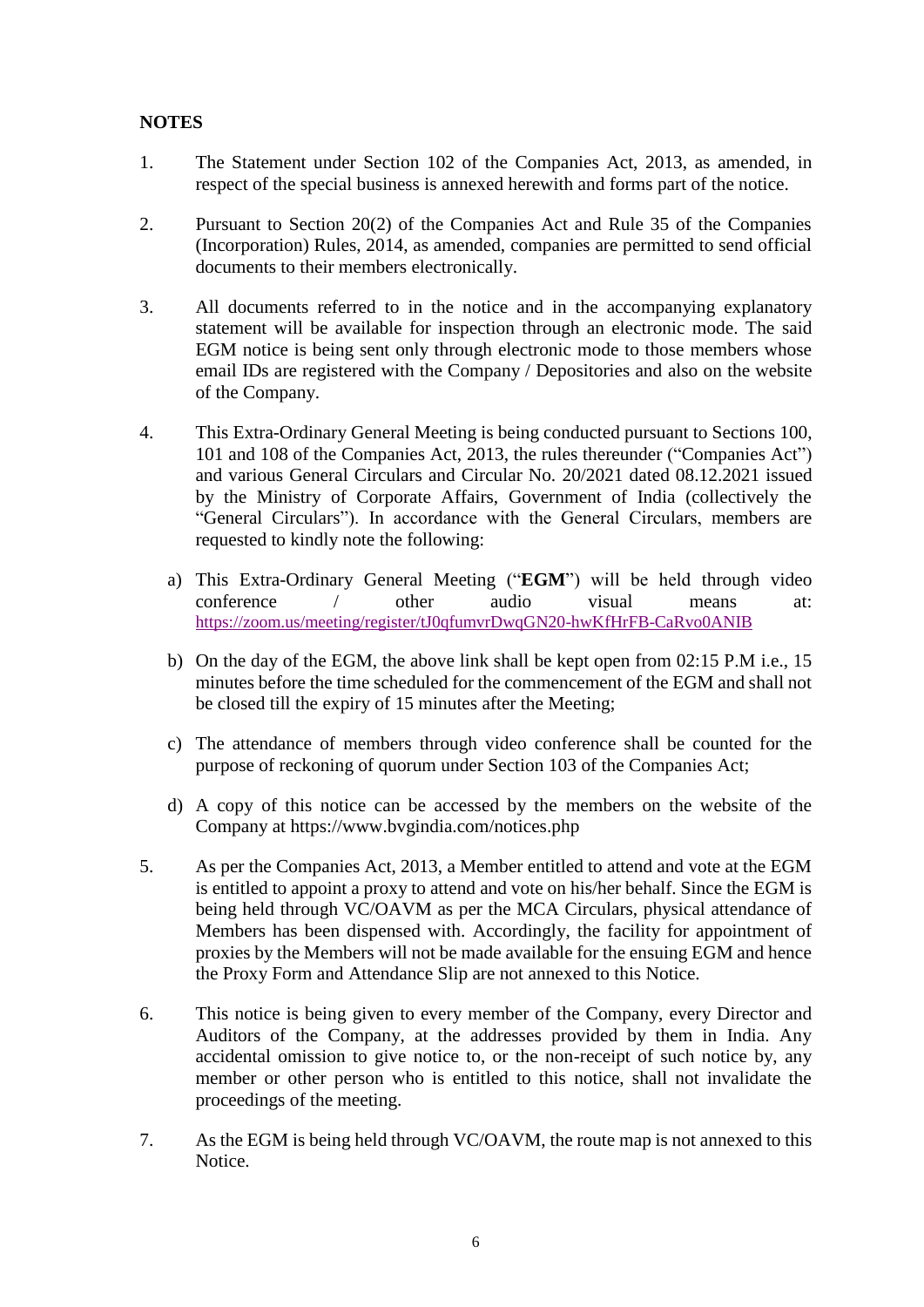## NOTES

1. The Statement under Section 102 of the Companies Act, 2013, as amended, in respect of the special business is annexed herewith and forms part of the notice.

2. Pursuant to Section 20(2) of the Companies Act and Rule 35 of the Companies (Incorporation) Rules, 2014, as amended, companies are permitted to send official documents to their members electronically.

3. All documents referred to in the notice and in the accompanying explanatory statement will be available for inspection through an electronic mode. The said EGM notice is being sent only through electronic mode to those members whose email IDs are registered with the Company / Depositories and also on the website of the Company.

4. This Extra-Ordinary General Meeting is being conducted pursuant to Sections 100, 101 and 108 of the Companies Act, 2013, the rules thereunder ("Companies Act") and various General Circulars and Circular No. 20/2021 dated 08.12.2021 issued by the Ministry of Corporate Affairs, Government of India (collectively the "General Circulars"). In accordance with the General Circulars, members are requested to kindly note the following:

   a) This Extra-Ordinary General Meeting ("**EGM**") will be held through video conference / other audio visual means at: https://zoom.us/meeting/register/tJ0qfumvrDwqGN20-hwKfHrFB-CaRvo0ANIB

   b) On the day of the EGM, the above link shall be kept open from 02:15 P.M i.e., 15 minutes before the time scheduled for the commencement of the EGM and shall not be closed till the expiry of 15 minutes after the Meeting;

   c) The attendance of members through video conference shall be counted for the purpose of reckoning of quorum under Section 103 of the Companies Act;

   d) A copy of this notice can be accessed by the members on the website of the Company at https://www.bvgindia.com/notices.php

5. As per the Companies Act, 2013, a Member entitled to attend and vote at the EGM is entitled to appoint a proxy to attend and vote on his/her behalf. Since the EGM is being held through VC/OAVM as per the MCA Circulars, physical attendance of Members has been dispensed with. Accordingly, the facility for appointment of proxies by the Members will not be made available for the ensuing EGM and hence the Proxy Form and Attendance Slip are not annexed to this Notice.

6. This notice is being given to every member of the Company, every Director and Auditors of the Company, at the addresses provided by them in India. Any accidental omission to give notice to, or the non-receipt of such notice by, any member or other person who is entitled to this notice, shall not invalidate the proceedings of the meeting.

7. As the EGM is being held through VC/OAVM, the route map is not annexed to this Notice.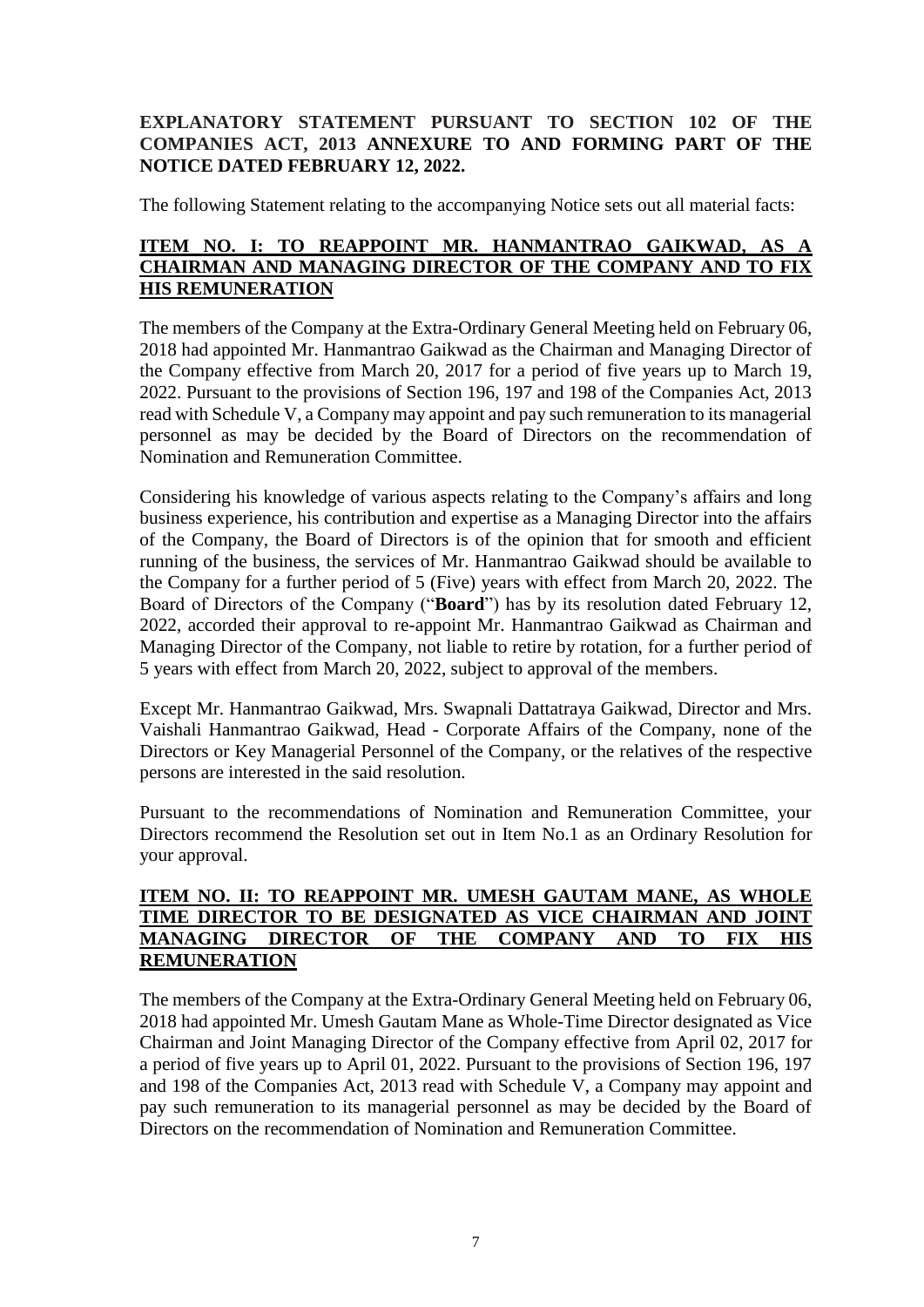**EXPLANATORY STATEMENT PURSUANT TO SECTION 102 OF THE COMPANIES ACT, 2013 ANNEXURE TO AND FORMING PART OF THE NOTICE DATED FEBRUARY 12, 2022.**

The following Statement relating to the accompanying Notice sets out all material facts:

**ITEM NO. I: TO REAPPOINT MR. HANMANTRAO GAIKWAD, AS A CHAIRMAN AND MANAGING DIRECTOR OF THE COMPANY AND TO FIX HIS REMUNERATION**

The members of the Company at the Extra-Ordinary General Meeting held on February 06, 2018 had appointed Mr. Hanmantrao Gaikwad as the Chairman and Managing Director of the Company effective from March 20, 2017 for a period of five years up to March 19, 2022. Pursuant to the provisions of Section 196, 197 and 198 of the Companies Act, 2013 read with Schedule V, a Company may appoint and pay such remuneration to its managerial personnel as may be decided by the Board of Directors on the recommendation of Nomination and Remuneration Committee.

Considering his knowledge of various aspects relating to the Company's affairs and long business experience, his contribution and expertise as a Managing Director into the affairs of the Company, the Board of Directors is of the opinion that for smooth and efficient running of the business, the services of Mr. Hanmantrao Gaikwad should be available to the Company for a further period of 5 (Five) years with effect from March 20, 2022. The Board of Directors of the Company ("**Board**") has by its resolution dated February 12, 2022, accorded their approval to re-appoint Mr. Hanmantrao Gaikwad as Chairman and Managing Director of the Company, not liable to retire by rotation, for a further period of 5 years with effect from March 20, 2022, subject to approval of the members.

Except Mr. Hanmantrao Gaikwad, Mrs. Swapnali Dattatraya Gaikwad, Director and Mrs. Vaishali Hanmantrao Gaikwad, Head - Corporate Affairs of the Company, none of the Directors or Key Managerial Personnel of the Company, or the relatives of the respective persons are interested in the said resolution.

Pursuant to the recommendations of Nomination and Remuneration Committee, your Directors recommend the Resolution set out in Item No.1 as an Ordinary Resolution for your approval.

**ITEM NO. II: TO REAPPOINT MR. UMESH GAUTAM MANE, AS WHOLE TIME DIRECTOR TO BE DESIGNATED AS VICE CHAIRMAN AND JOINT MANAGING DIRECTOR OF THE COMPANY AND TO FIX HIS REMUNERATION**

The members of the Company at the Extra-Ordinary General Meeting held on February 06, 2018 had appointed Mr. Umesh Gautam Mane as Whole-Time Director designated as Vice Chairman and Joint Managing Director of the Company effective from April 02, 2017 for a period of five years up to April 01, 2022. Pursuant to the provisions of Section 196, 197 and 198 of the Companies Act, 2013 read with Schedule V, a Company may appoint and pay such remuneration to its managerial personnel as may be decided by the Board of Directors on the recommendation of Nomination and Remuneration Committee.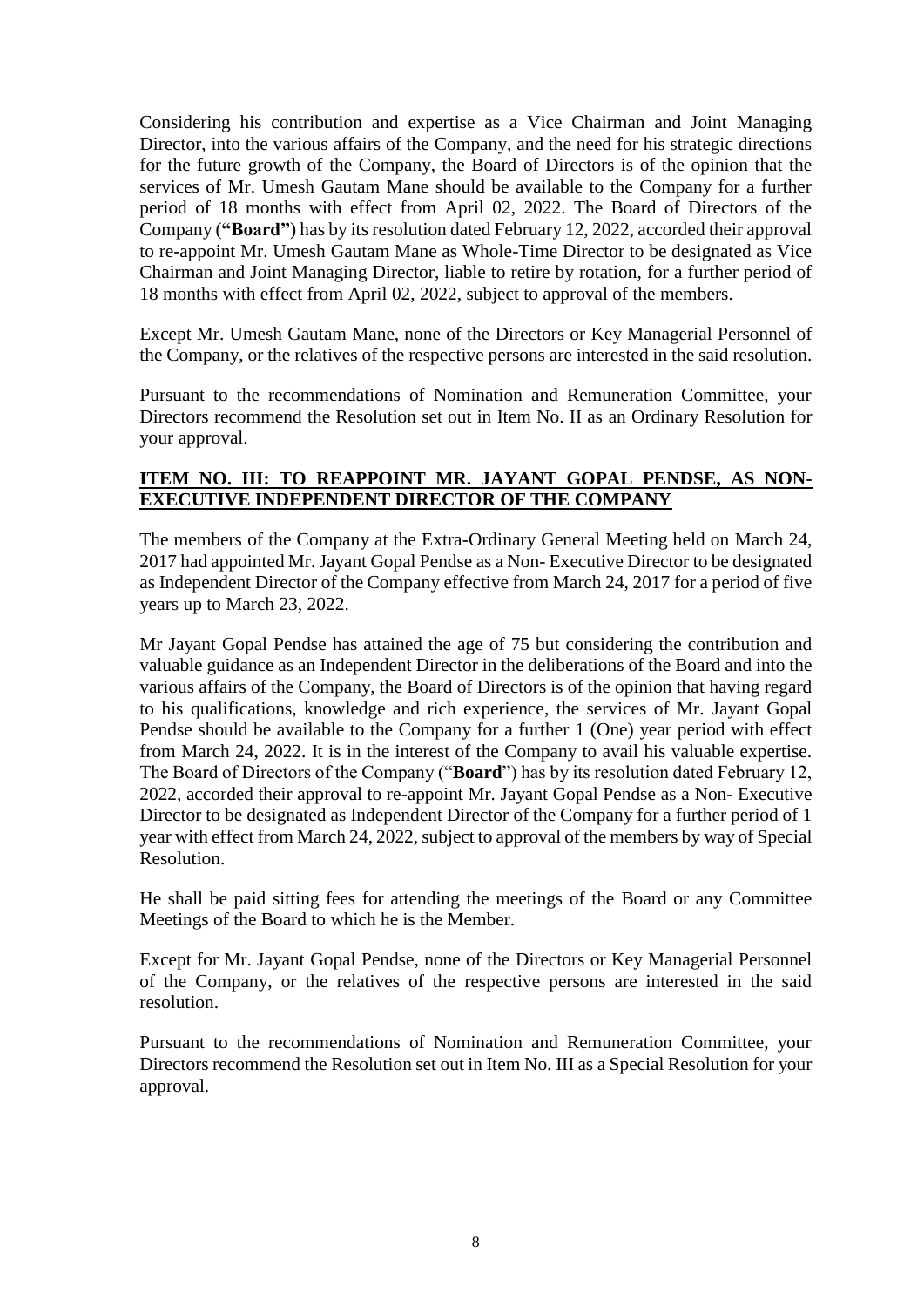Considering his contribution and expertise as a Vice Chairman and Joint Managing Director, into the various affairs of the Company, and the need for his strategic directions for the future growth of the Company, the Board of Directors is of the opinion that the services of Mr. Umesh Gautam Mane should be available to the Company for a further period of 18 months with effect from April 02, 2022. The Board of Directors of the Company (**"Board"**) has by its resolution dated February 12, 2022, accorded their approval to re-appoint Mr. Umesh Gautam Mane as Whole-Time Director to be designated as Vice Chairman and Joint Managing Director, liable to retire by rotation, for a further period of 18 months with effect from April 02, 2022, subject to approval of the members.

Except Mr. Umesh Gautam Mane, none of the Directors or Key Managerial Personnel of the Company, or the relatives of the respective persons are interested in the said resolution.

Pursuant to the recommendations of Nomination and Remuneration Committee, your Directors recommend the Resolution set out in Item No. II as an Ordinary Resolution for your approval.

**ITEM NO. III: TO REAPPOINT MR. JAYANT GOPAL PENDSE, AS NON-EXECUTIVE INDEPENDENT DIRECTOR OF THE COMPANY**

The members of the Company at the Extra-Ordinary General Meeting held on March 24, 2017 had appointed Mr. Jayant Gopal Pendse as a Non- Executive Director to be designated as Independent Director of the Company effective from March 24, 2017 for a period of five years up to March 23, 2022.

Mr Jayant Gopal Pendse has attained the age of 75 but considering the contribution and valuable guidance as an Independent Director in the deliberations of the Board and into the various affairs of the Company, the Board of Directors is of the opinion that having regard to his qualifications, knowledge and rich experience, the services of Mr. Jayant Gopal Pendse should be available to the Company for a further 1 (One) year period with effect from March 24, 2022. It is in the interest of the Company to avail his valuable expertise. The Board of Directors of the Company ("**Board**") has by its resolution dated February 12, 2022, accorded their approval to re-appoint Mr. Jayant Gopal Pendse as a Non- Executive Director to be designated as Independent Director of the Company for a further period of 1 year with effect from March 24, 2022, subject to approval of the members by way of Special Resolution.

He shall be paid sitting fees for attending the meetings of the Board or any Committee Meetings of the Board to which he is the Member.

Except for Mr. Jayant Gopal Pendse, none of the Directors or Key Managerial Personnel of the Company, or the relatives of the respective persons are interested in the said resolution.

Pursuant to the recommendations of Nomination and Remuneration Committee, your Directors recommend the Resolution set out in Item No. III as a Special Resolution for your approval.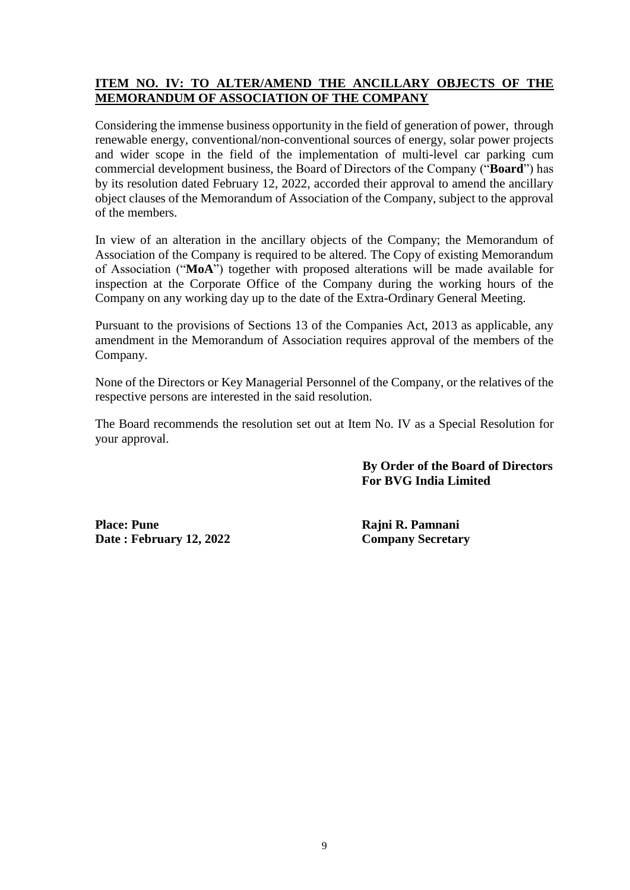**ITEM NO. IV: TO ALTER/AMEND THE ANCILLARY OBJECTS OF THE MEMORANDUM OF ASSOCIATION OF THE COMPANY**

Considering the immense business opportunity in the field of generation of power, through renewable energy, conventional/non-conventional sources of energy, solar power projects and wider scope in the field of the implementation of multi-level car parking cum commercial development business, the Board of Directors of the Company ("**Board**") has by its resolution dated February 12, 2022, accorded their approval to amend the ancillary object clauses of the Memorandum of Association of the Company, subject to the approval of the members.

In view of an alteration in the ancillary objects of the Company; the Memorandum of Association of the Company is required to be altered. The Copy of existing Memorandum of Association ("**MoA**") together with proposed alterations will be made available for inspection at the Corporate Office of the Company during the working hours of the Company on any working day up to the date of the Extra-Ordinary General Meeting.

Pursuant to the provisions of Sections 13 of the Companies Act, 2013 as applicable, any amendment in the Memorandum of Association requires approval of the members of the Company.

None of the Directors or Key Managerial Personnel of the Company, or the relatives of the respective persons are interested in the said resolution.

The Board recommends the resolution set out at Item No. IV as a Special Resolution for your approval.

**By Order of the Board of Directors**
**For BVG India Limited**

**Place: Pune**
**Date : February 12, 2022**

**Rajni R. Pamnani**
**Company Secretary**